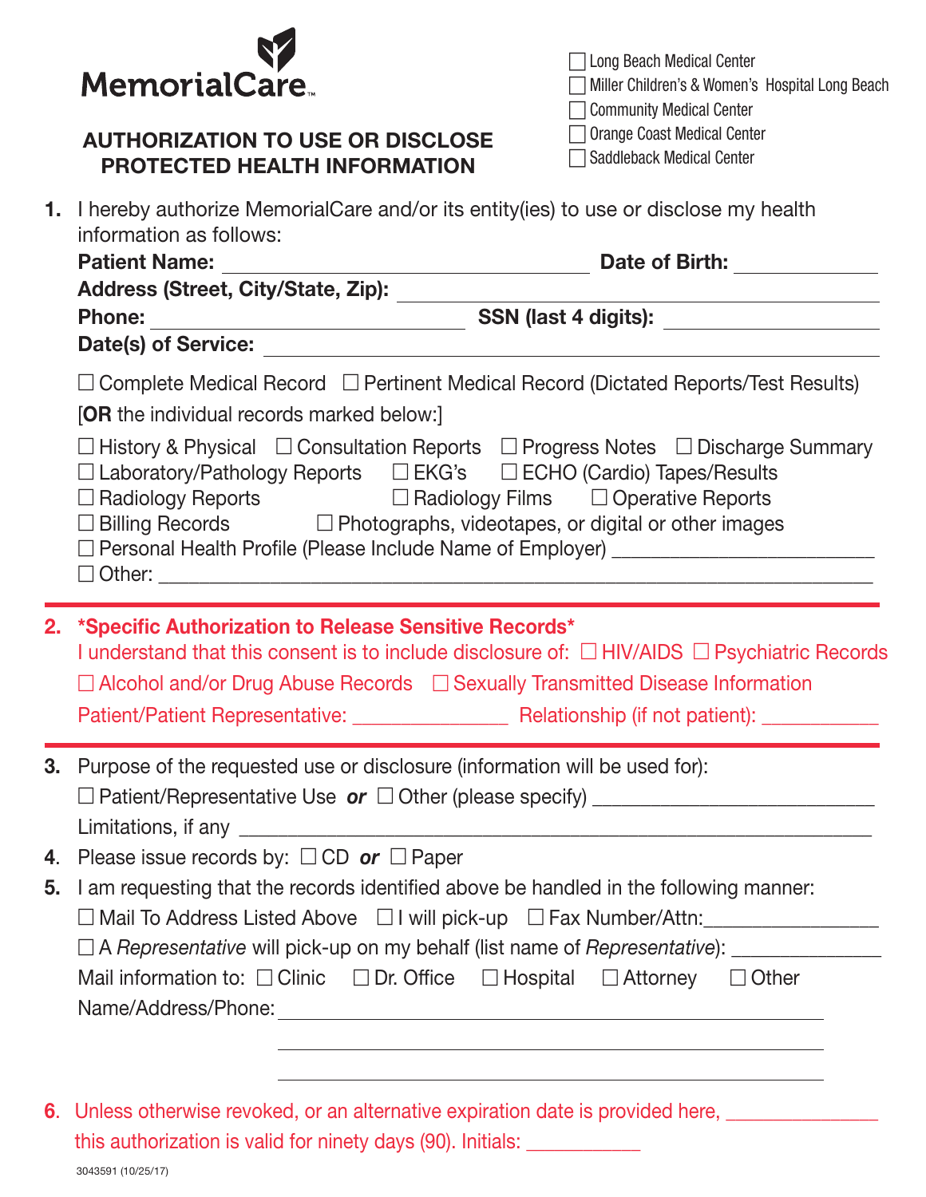MemorialCare™

# AUTHORIZATION TO USE OR DISCLOSE PROTECTED HEALTH INFORMATION

- ☐ Long Beach Medical Center
- ☐ Miller Children's & Women's Hospital Long Beach
- ☐ Community Medical Center
- ☐ Orange Coast Medical Center
- ☐ Saddleback Medical Center

**1.** I hereby authorize MemorialCare and/or its entity(ies) to use or disclose my health information as follows:

**Patient Name:** ______________________________ **Date of Birth:** ____________

**Address (Street, City/State, Zip):** ______________________________

**Phone:** ______________________ **SSN (last 4 digits):** ____________

**Date(s) of Service:** ______________________________

☐ Complete Medical Record ☐ Pertinent Medical Record (Dictated Reports/Test Results)

[**OR** the individual records marked below:]

☐ History & Physical ☐ Consultation Reports ☐ Progress Notes ☐ Discharge Summary
☐ Laboratory/Pathology Reports ☐ EKG's ☐ ECHO (Cardio) Tapes/Results
☐ Radiology Reports ☐ Radiology Films ☐ Operative Reports
☐ Billing Records ☐ Photographs, videotapes, or digital or other images
☐ Personal Health Profile (Please Include Name of Employer) ______________________
☐ Other: ______________________________

**2. \*Specific Authorization to Release Sensitive Records\***

I understand that this consent is to include disclosure of: ☐ HIV/AIDS ☐ Psychiatric Records
☐ Alcohol and/or Drug Abuse Records ☐ Sexually Transmitted Disease Information

Patient/Patient Representative: ______________ Relationship (if not patient): __________

**3.** Purpose of the requested use or disclosure (information will be used for):

☐ Patient/Representative Use ***or*** ☐ Other (please specify) ______________________

Limitations, if any ______________________________

**4.** Please issue records by: ☐ CD ***or*** ☐ Paper

**5.** I am requesting that the records identified above be handled in the following manner:

☐ Mail To Address Listed Above ☐ I will pick-up ☐ Fax Number/Attn:______________

☐ A *Representative* will pick-up on my behalf (list name of *Representative*): ____________

Mail information to: ☐ Clinic ☐ Dr. Office ☐ Hospital ☐ Attorney ☐ Other

Name/Address/Phone: ______________________________

______________________________

______________________________

**6.** Unless otherwise revoked, or an alternative expiration date is provided here, ____________ this authorization is valid for ninety days (90). Initials: __________

3043591 (10/25/17)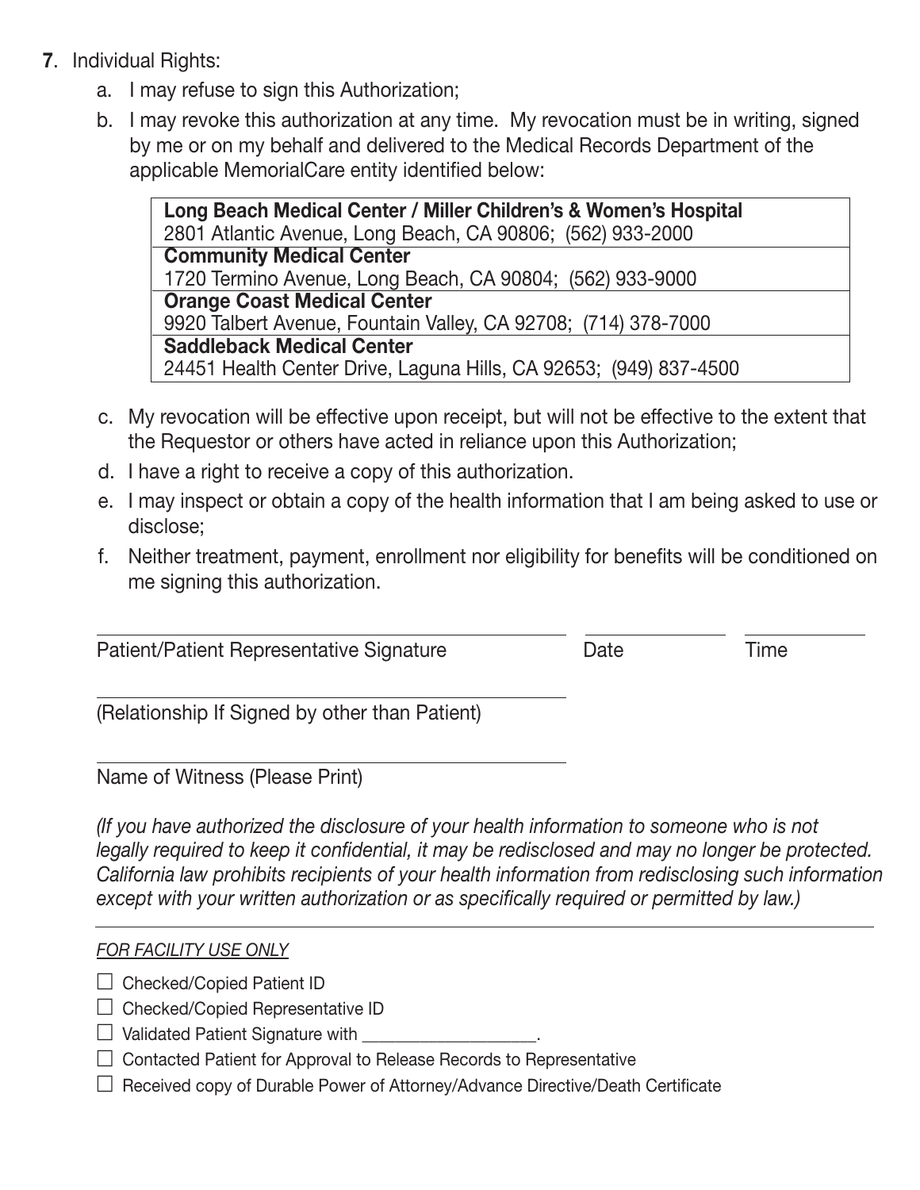**7**. Individual Rights:

a. I may refuse to sign this Authorization;

b. I may revoke this authorization at any time. My revocation must be in writing, signed by me or on my behalf and delivered to the Medical Records Department of the applicable MemorialCare entity identified below:

| |
|---|
| **Long Beach Medical Center / Miller Children's & Women's Hospital**<br>2801 Atlantic Avenue, Long Beach, CA 90806; (562) 933-2000 |
| **Community Medical Center**<br>1720 Termino Avenue, Long Beach, CA 90804; (562) 933-9000 |
| **Orange Coast Medical Center**<br>9920 Talbert Avenue, Fountain Valley, CA 92708; (714) 378-7000 |
| **Saddleback Medical Center**<br>24451 Health Center Drive, Laguna Hills, CA 92653; (949) 837-4500 |

c. My revocation will be effective upon receipt, but will not be effective to the extent that the Requestor or others have acted in reliance upon this Authorization;

d. I have a right to receive a copy of this authorization.

e. I may inspect or obtain a copy of the health information that I am being asked to use or disclose;

f. Neither treatment, payment, enrollment nor eligibility for benefits will be conditioned on me signing this authorization.

______________________________ ____________ ____________
Patient/Patient Representative Signature Date Time

______________________________
(Relationship If Signed by other than Patient)

______________________________
Name of Witness (Please Print)

*(If you have authorized the disclosure of your health information to someone who is not legally required to keep it confidential, it may be redisclosed and may no longer be protected. California law prohibits recipients of your health information from redisclosing such information except with your written authorization or as specifically required or permitted by law.)*

---

*FOR FACILITY USE ONLY*

- ☐ Checked/Copied Patient ID
- ☐ Checked/Copied Representative ID
- ☐ Validated Patient Signature with ____________________.
- ☐ Contacted Patient for Approval to Release Records to Representative
- ☐ Received copy of Durable Power of Attorney/Advance Directive/Death Certificate